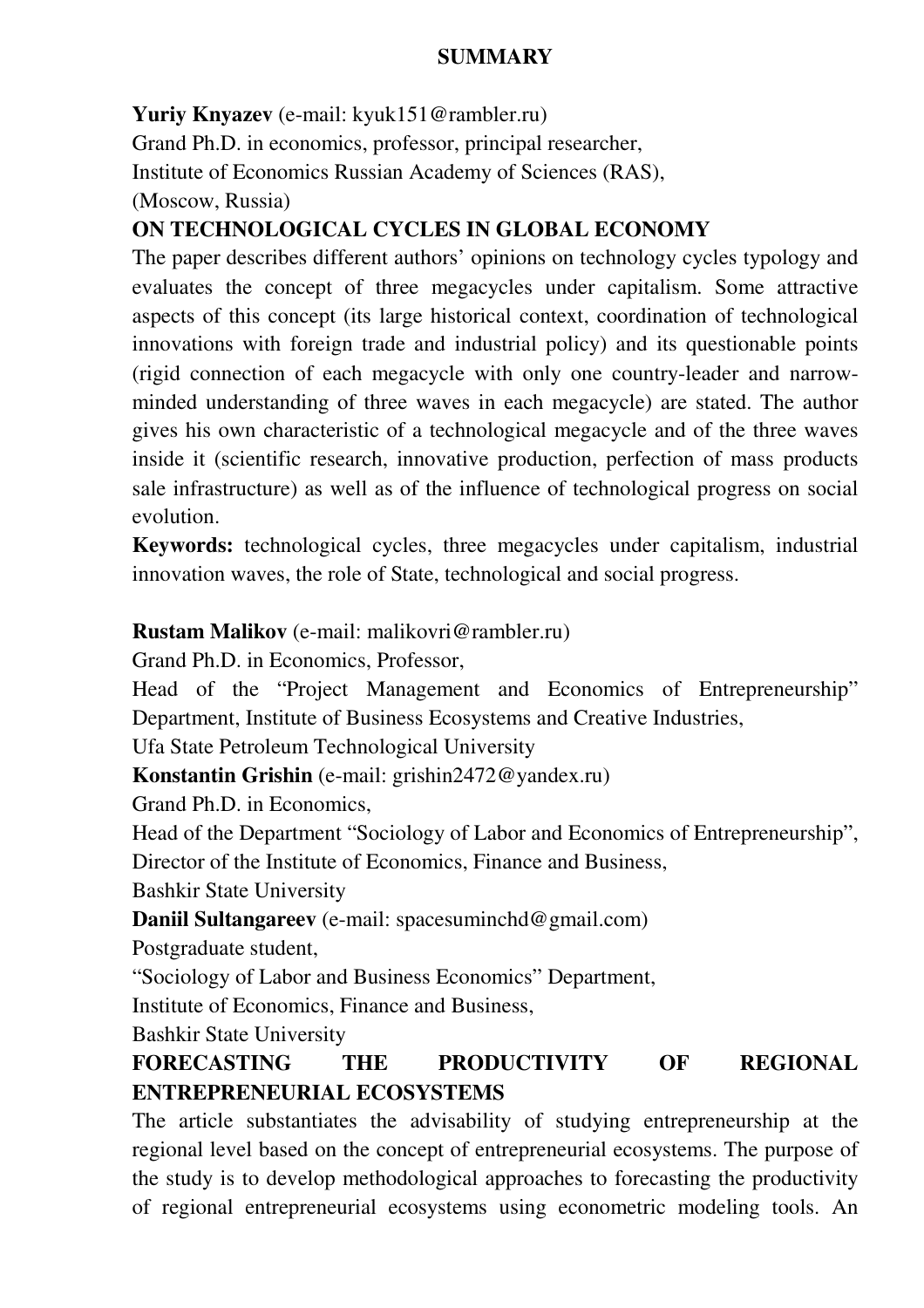# SUMMARY

**Yuriy Knyazev** (e-mail: kyuk151@rambler.ru)
Grand Ph.D. in economics, professor, principal researcher,
Institute of Economics Russian Academy of Sciences (RAS),
(Moscow, Russia)

**ON TECHNOLOGICAL CYCLES IN GLOBAL ECONOMY**

The paper describes different authors' opinions on technology cycles typology and evaluates the concept of three megacycles under capitalism. Some attractive aspects of this concept (its large historical context, coordination of technological innovations with foreign trade and industrial policy) and its questionable points (rigid connection of each megacycle with only one country-leader and narrow-minded understanding of three waves in each megacycle) are stated. The author gives his own characteristic of a technological megacycle and of the three waves inside it (scientific research, innovative production, perfection of mass products sale infrastructure) as well as of the influence of technological progress on social evolution.

**Keywords:** technological cycles, three megacycles under capitalism, industrial innovation waves, the role of State, technological and social progress.

**Rustam Malikov** (e-mail: malikovri@rambler.ru)
Grand Ph.D. in Economics, Professor,
Head of the "Project Management and Economics of Entrepreneurship" Department, Institute of Business Ecosystems and Creative Industries,
Ufa State Petroleum Technological University

**Konstantin Grishin** (e-mail: grishin2472@yandex.ru)
Grand Ph.D. in Economics,
Head of the Department "Sociology of Labor and Economics of Entrepreneurship",
Director of the Institute of Economics, Finance and Business,
Bashkir State University

**Daniil Sultangareev** (e-mail: spacesuminchd@gmail.com)
Postgraduate student,
"Sociology of Labor and Business Economics" Department,
Institute of Economics, Finance and Business,
Bashkir State University

**FORECASTING THE PRODUCTIVITY OF REGIONAL ENTREPRENEURIAL ECOSYSTEMS**

The article substantiates the advisability of studying entrepreneurship at the regional level based on the concept of entrepreneurial ecosystems. The purpose of the study is to develop methodological approaches to forecasting the productivity of regional entrepreneurial ecosystems using econometric modeling tools. An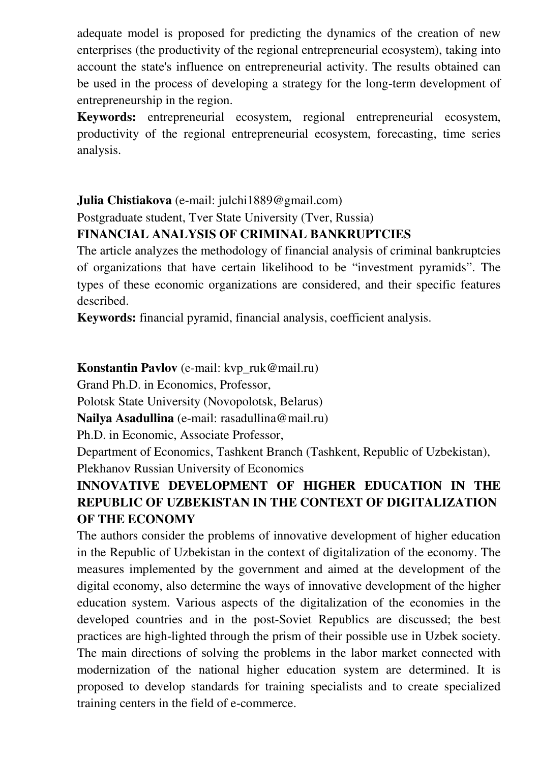adequate model is proposed for predicting the dynamics of the creation of new enterprises (the productivity of the regional entrepreneurial ecosystem), taking into account the state's influence on entrepreneurial activity. The results obtained can be used in the process of developing a strategy for the long-term development of entrepreneurship in the region.

**Keywords:** entrepreneurial ecosystem, regional entrepreneurial ecosystem, productivity of the regional entrepreneurial ecosystem, forecasting, time series analysis.

**Julia Chistiakova** (e-mail: julchi1889@gmail.com)

Postgraduate student, Tver State University (Tver, Russia)

**FINANCIAL ANALYSIS OF CRIMINAL BANKRUPTCIES**

The article analyzes the methodology of financial analysis of criminal bankruptcies of organizations that have certain likelihood to be "investment pyramids". The types of these economic organizations are considered, and their specific features described.

**Keywords:** financial pyramid, financial analysis, coefficient analysis.

**Konstantin Pavlov** (e-mail: kvp_ruk@mail.ru)

Grand Ph.D. in Economics, Professor,

Polotsk State University (Novopolotsk, Belarus)

**Nailya Asadullina** (e-mail: rasadullina@mail.ru)

Ph.D. in Economic, Associate Professor,

Department of Economics, Tashkent Branch (Tashkent, Republic of Uzbekistan), Plekhanov Russian University of Economics

**INNOVATIVE DEVELOPMENT OF HIGHER EDUCATION IN THE REPUBLIC OF UZBEKISTAN IN THE CONTEXT OF DIGITALIZATION OF THE ECONOMY**

The authors consider the problems of innovative development of higher education in the Republic of Uzbekistan in the context of digitalization of the economy. The measures implemented by the government and aimed at the development of the digital economy, also determine the ways of innovative development of the higher education system. Various aspects of the digitalization of the economies in the developed countries and in the post-Soviet Republics are discussed; the best practices are high-lighted through the prism of their possible use in Uzbek society. The main directions of solving the problems in the labor market connected with modernization of the national higher education system are determined. It is proposed to develop standards for training specialists and to create specialized training centers in the field of e-commerce.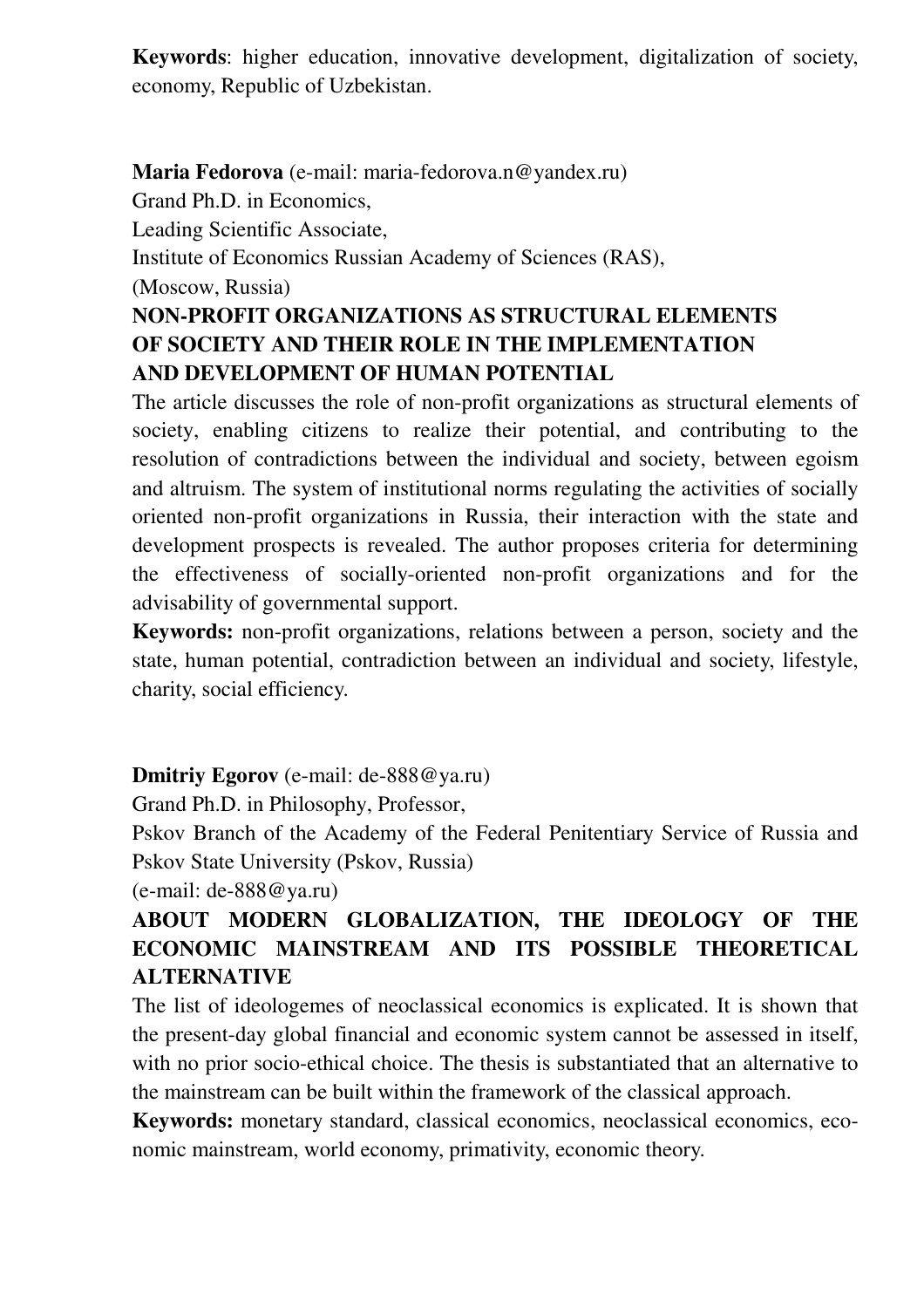**Keywords**: higher education, innovative development, digitalization of society, economy, Republic of Uzbekistan.

**Maria Fedorova** (e-mail: maria-fedorova.n@yandex.ru)
Grand Ph.D. in Economics,
Leading Scientific Associate,
Institute of Economics Russian Academy of Sciences (RAS),
(Moscow, Russia)

**NON-PROFIT ORGANIZATIONS AS STRUCTURAL ELEMENTS OF SOCIETY AND THEIR ROLE IN THE IMPLEMENTATION AND DEVELOPMENT OF HUMAN POTENTIAL**

The article discusses the role of non-profit organizations as structural elements of society, enabling citizens to realize their potential, and contributing to the resolution of contradictions between the individual and society, between egoism and altruism. The system of institutional norms regulating the activities of socially oriented non-profit organizations in Russia, their interaction with the state and development prospects is revealed. The author proposes criteria for determining the effectiveness of socially-oriented non-profit organizations and for the advisability of governmental support.

**Keywords:** non-profit organizations, relations between a person, society and the state, human potential, contradiction between an individual and society, lifestyle, charity, social efficiency.

**Dmitriy Egorov** (e-mail: de-888@ya.ru)
Grand Ph.D. in Philosophy, Professor,
Pskov Branch of the Academy of the Federal Penitentiary Service of Russia and Pskov State University (Pskov, Russia)
(e-mail: de-888@ya.ru)

**ABOUT MODERN GLOBALIZATION, THE IDEOLOGY OF THE ECONOMIC MAINSTREAM AND ITS POSSIBLE THEORETICAL ALTERNATIVE**

The list of ideologemes of neoclassical economics is explicated. It is shown that the present-day global financial and economic system cannot be assessed in itself, with no prior socio-ethical choice. The thesis is substantiated that an alternative to the mainstream can be built within the framework of the classical approach.

**Keywords:** monetary standard, classical economics, neoclassical economics, economic mainstream, world economy, primativity, economic theory.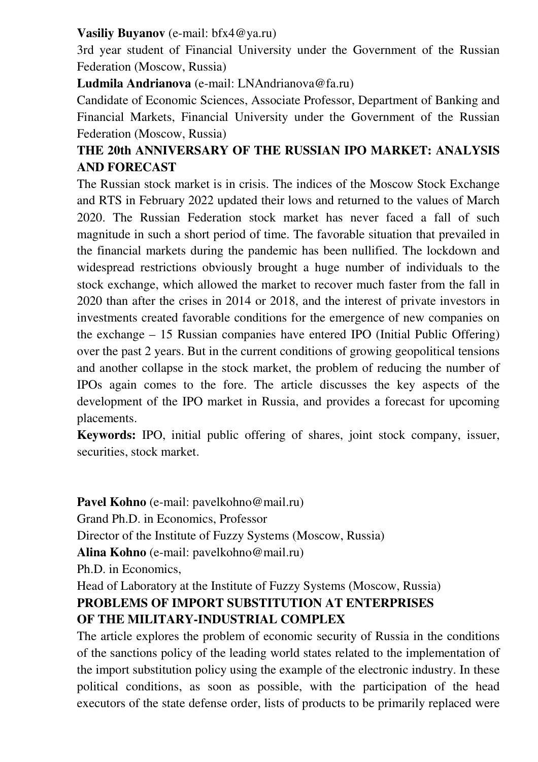**Vasiliy Buyanov** (e-mail: bfx4@ya.ru)

3rd year student of Financial University under the Government of the Russian Federation (Moscow, Russia)

**Ludmila Andrianova** (e-mail: LNAndrianova@fa.ru)

Candidate of Economic Sciences, Associate Professor, Department of Banking and Financial Markets, Financial University under the Government of the Russian Federation (Moscow, Russia)

## THE 20th ANNIVERSARY OF THE RUSSIAN IPO MARKET: ANALYSIS AND FORECAST

The Russian stock market is in crisis. The indices of the Moscow Stock Exchange and RTS in February 2022 updated their lows and returned to the values of March 2020. The Russian Federation stock market has never faced a fall of such magnitude in such a short period of time. The favorable situation that prevailed in the financial markets during the pandemic has been nullified. The lockdown and widespread restrictions obviously brought a huge number of individuals to the stock exchange, which allowed the market to recover much faster from the fall in 2020 than after the crises in 2014 or 2018, and the interest of private investors in investments created favorable conditions for the emergence of new companies on the exchange – 15 Russian companies have entered IPO (Initial Public Offering) over the past 2 years. But in the current conditions of growing geopolitical tensions and another collapse in the stock market, the problem of reducing the number of IPOs again comes to the fore. The article discusses the key aspects of the development of the IPO market in Russia, and provides a forecast for upcoming placements.

**Keywords:** IPO, initial public offering of shares, joint stock company, issuer, securities, stock market.

**Pavel Kohno** (e-mail: pavelkohno@mail.ru)

Grand Ph.D. in Economics, Professor

Director of the Institute of Fuzzy Systems (Moscow, Russia)

**Alina Kohno** (e-mail: pavelkohno@mail.ru)

Ph.D. in Economics,

Head of Laboratory at the Institute of Fuzzy Systems (Moscow, Russia)

## PROBLEMS OF IMPORT SUBSTITUTION AT ENTERPRISES OF THE MILITARY-INDUSTRIAL COMPLEX

The article explores the problem of economic security of Russia in the conditions of the sanctions policy of the leading world states related to the implementation of the import substitution policy using the example of the electronic industry. In these political conditions, as soon as possible, with the participation of the head executors of the state defense order, lists of products to be primarily replaced were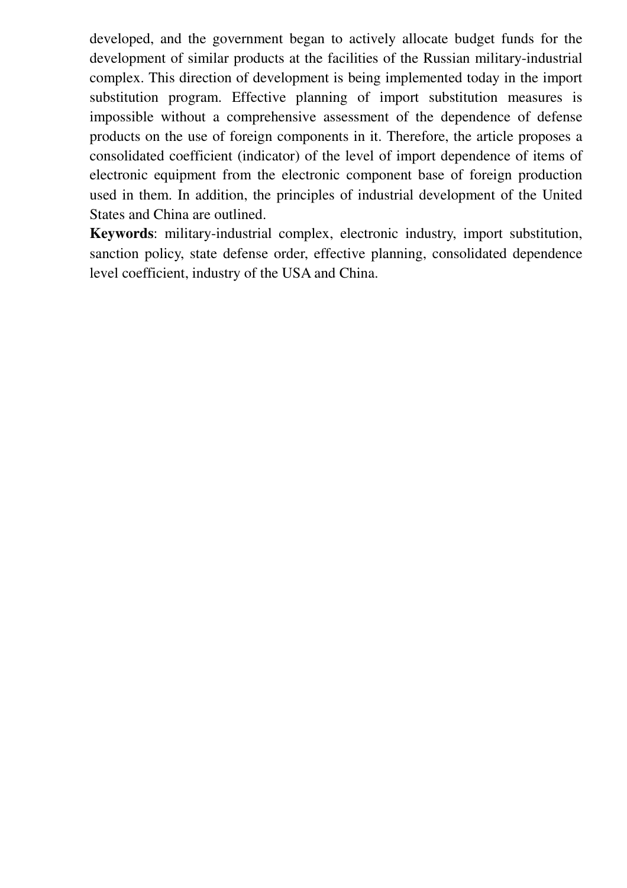developed, and the government began to actively allocate budget funds for the development of similar products at the facilities of the Russian military-industrial complex. This direction of development is being implemented today in the import substitution program. Effective planning of import substitution measures is impossible without a comprehensive assessment of the dependence of defense products on the use of foreign components in it. Therefore, the article proposes a consolidated coefficient (indicator) of the level of import dependence of items of electronic equipment from the electronic component base of foreign production used in them. In addition, the principles of industrial development of the United States and China are outlined.

**Keywords**: military-industrial complex, electronic industry, import substitution, sanction policy, state defense order, effective planning, consolidated dependence level coefficient, industry of the USA and China.